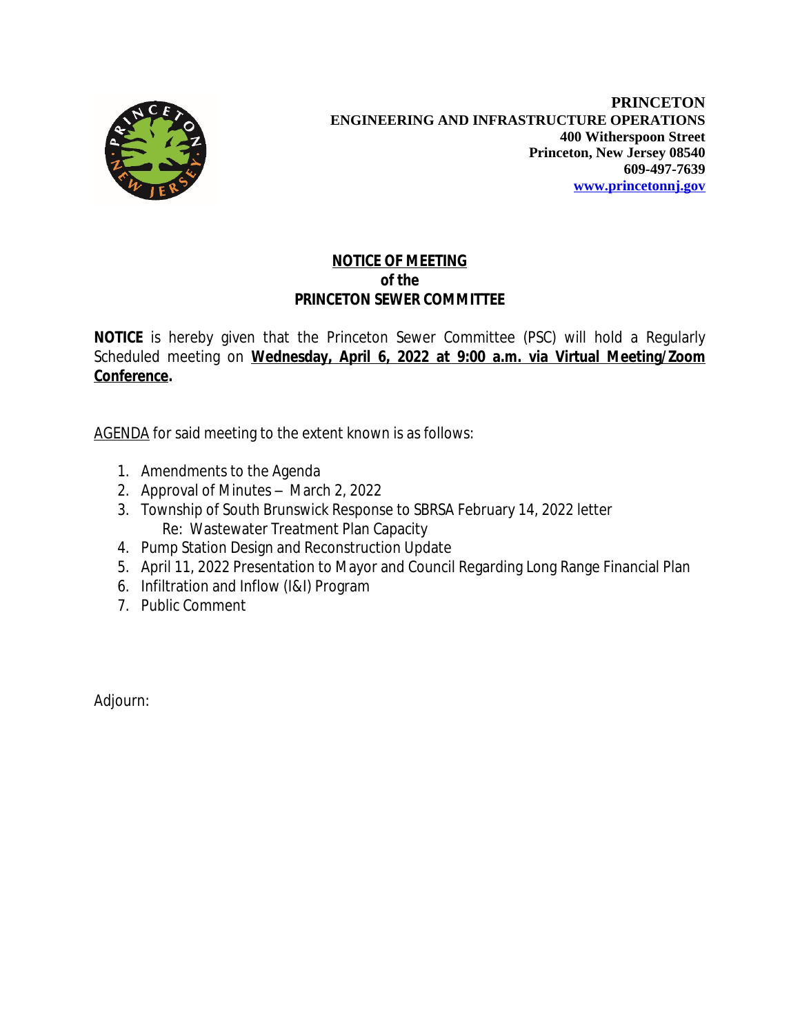**PRINCETON**
**ENGINEERING AND INFRASTRUCTURE OPERATIONS**
**400 Witherspoon Street**
**Princeton, New Jersey 08540**
**609-497-7639**
**www.princetonnj.gov**

# NOTICE OF MEETING
## of the
## PRINCETON SEWER COMMITTEE

**NOTICE** is hereby given that the Princeton Sewer Committee (PSC) will hold a Regularly Scheduled meeting on **Wednesday, April 6, 2022 at 9:00 a.m. via Virtual Meeting/Zoom Conference.**

AGENDA for said meeting to the extent known is as follows:

1. Amendments to the Agenda
2. Approval of Minutes – March 2, 2022
3. Township of South Brunswick Response to SBRSA February 14, 2022 letter
   Re: Wastewater Treatment Plan Capacity
4. Pump Station Design and Reconstruction Update
5. April 11, 2022 Presentation to Mayor and Council Regarding Long Range Financial Plan
6. Infiltration and Inflow (I&I) Program
7. Public Comment

Adjourn: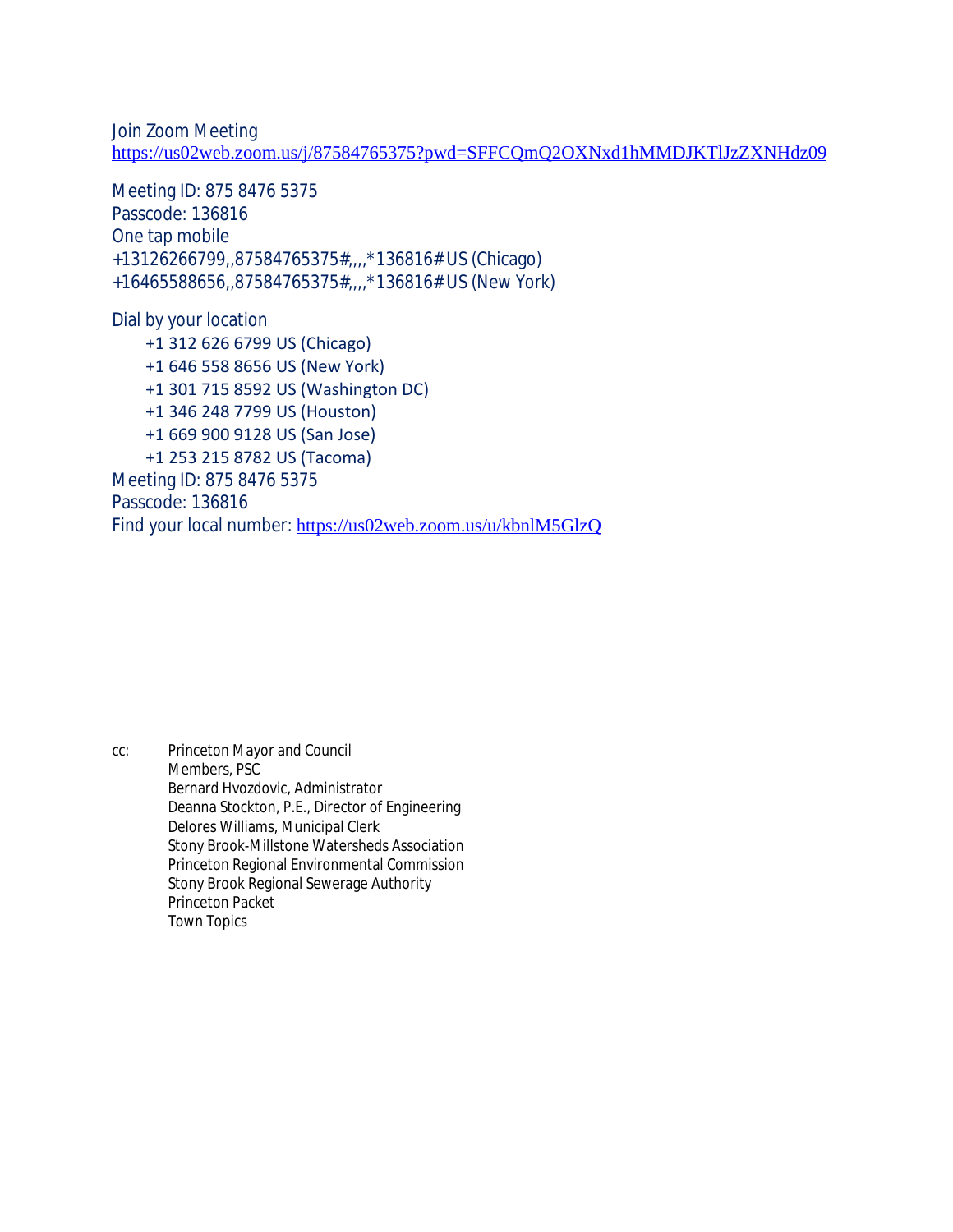Join Zoom Meeting
https://us02web.zoom.us/j/87584765375?pwd=SFFCQmQ2OXNxd1hMMDJKTlJzZXNHdz09

Meeting ID: 875 8476 5375
Passcode: 136816
One tap mobile
+13126266799,,87584765375#,,,,*136816# US (Chicago)
+16465588656,,87584765375#,,,,*136816# US (New York)

Dial by your location
- +1 312 626 6799 US (Chicago)
- +1 646 558 8656 US (New York)
- +1 301 715 8592 US (Washington DC)
- +1 346 248 7799 US (Houston)
- +1 669 900 9128 US (San Jose)
- +1 253 215 8782 US (Tacoma)

Meeting ID: 875 8476 5375
Passcode: 136816
Find your local number: https://us02web.zoom.us/u/kbnlM5GlzQ

cc:
- Princeton Mayor and Council
- Members, PSC
- Bernard Hvozdovic, Administrator
- Deanna Stockton, P.E., Director of Engineering
- Delores Williams, Municipal Clerk
- Stony Brook-Millstone Watersheds Association
- Princeton Regional Environmental Commission
- Stony Brook Regional Sewerage Authority
- Princeton Packet
- Town Topics